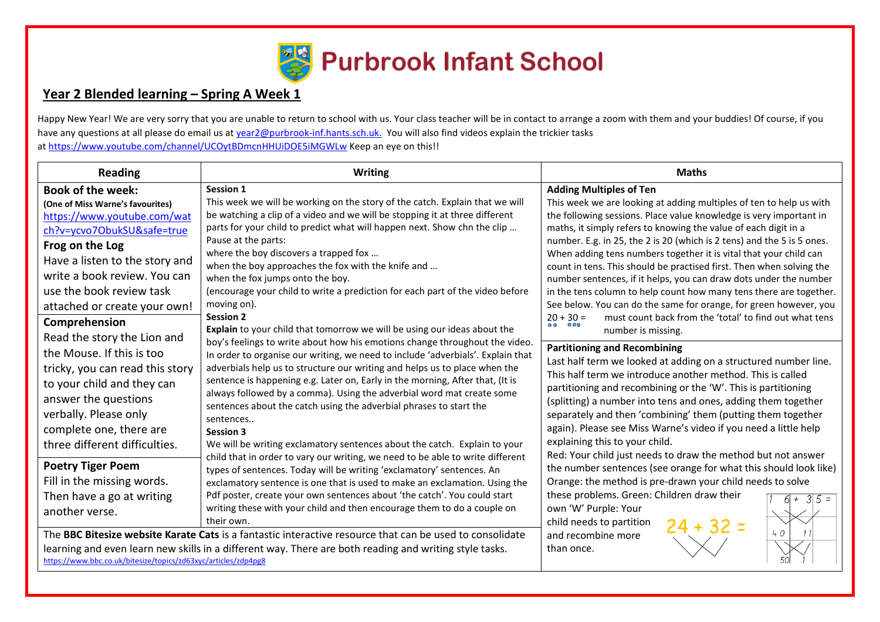# Purbrook Infant School

## Year 2 Blended learning – Spring A Week 1

Happy New Year! We are very sorry that you are unable to return to school with us. Your class teacher will be in contact to arrange a zoom with them and your buddies! Of course, if you have any questions at all please do email us at year2@purbrook-inf.hants.sch.uk. You will also find videos explain the trickier tasks at https://www.youtube.com/channel/UCOytBDmcnHHUiDOE5iMGWLw Keep an eye on this!!

## Reading

**Book of the week:**
**(One of Miss Warne's favourites)**
https://www.youtube.com/watch?v=ycvo7ObukSU&safe=true

**Frog on the Log**
Have a listen to the story and write a book review. You can use the book review task attached or create your own!

**Comprehension**
Read the story the Lion and the Mouse. If this is too tricky, you can read this story to your child and they can answer the questions verbally. Please only complete one, there are three different difficulties.

**Poetry Tiger Poem**
Fill in the missing words. Then have a go at writing another verse.

## Writing

**Session 1**
This week we will be working on the story of the catch. Explain that we will be watching a clip of a video and we will be stopping it at three different parts for your child to predict what will happen next. Show chn the clip …
Pause at the parts:
where the boy discovers a trapped fox …
when the boy approaches the fox with the knife and …
when the fox jumps onto the boy.
(encourage your child to write a prediction for each part of the video before moving on).

**Session 2**
**Explain** to your child that tomorrow we will be using our ideas about the boy's feelings to write about how his emotions change throughout the video. In order to organise our writing, we need to include 'adverbials'. Explain that adverbials help us to structure our writing and helps us to place when the sentence is happening e.g. Later on, Early in the morning, After that, (It is always followed by a comma). Using the adverbial word mat create some sentences about the catch using the adverbial phrases to start the sentences..

**Session 3**
We will be writing exclamatory sentences about the catch. Explain to your child that in order to vary our writing, we need to be able to write different types of sentences. Today will be writing 'exclamatory' sentences. An exclamatory sentence is one that is used to make an exclamation. Using the Pdf poster, create your own sentences about 'the catch'. You could start writing these with your child and then encourage them to do a couple on their own.

The **BBC Bitesize website Karate Cats** is a fantastic interactive resource that can be used to consolidate learning and even learn new skills in a different way. There are both reading and writing style tasks.
https://www.bbc.co.uk/bitesize/topics/zd63xyc/articles/zdp4pg8

## Maths

**Adding Multiples of Ten**
This week we are looking at adding multiples of ten to help us with the following sessions. Place value knowledge is very important in maths, it simply refers to knowing the value of each digit in a number. E.g. in 25, the 2 is 20 (which is 2 tens) and the 5 is 5 ones. When adding tens numbers together it is vital that your child can count in tens. This should be practised first. Then when solving the number sentences, if it helps, you can draw dots under the number in the tens column to help count how many tens there are together. See below. You can do the same for orange, for green however, you must count back from the 'total' to find out what tens number is missing.

$20 + 30 =$

**Partitioning and Recombining**
Last half term we looked at adding on a structured number line. This half term we introduce another method. This is called partitioning and recombining or the 'W'. This is partitioning (splitting) a number into tens and ones, adding them together separately and then 'combining' them (putting them together again). Please see Miss Warne's video if you need a little help explaining this to your child.
Red: Your child just needs to draw the method but not answer the number sentences (see orange for what this should look like)
Orange: the method is pre-drawn your child needs to solve these problems. Green: Children draw their own 'W' Purple: Your child needs to partition and recombine more than once.

$24 + 32 =$

$16 + 35 =$
40 11
50 1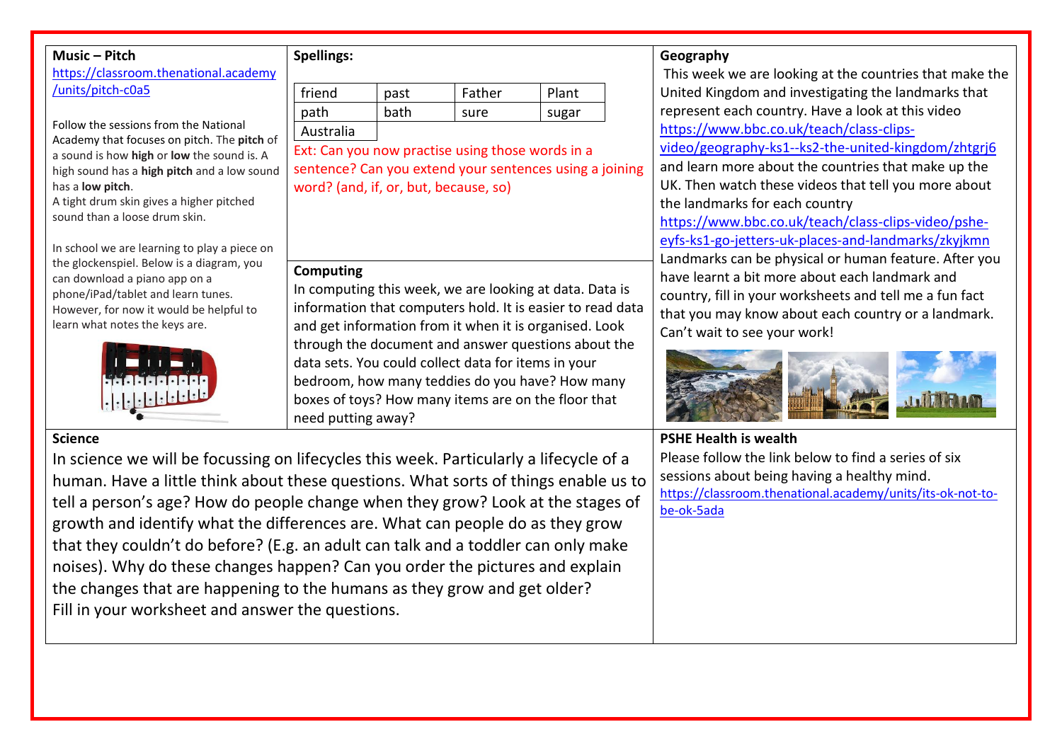## Music – Pitch

https://classroom.thenational.academy/units/pitch-c0a5

Follow the sessions from the National Academy that focuses on pitch. The **pitch** of a sound is how **high** or **low** the sound is. A high sound has a **high pitch** and a low sound has a **low pitch**.
A tight drum skin gives a higher pitched sound than a loose drum skin.

In school we are learning to play a piece on the glockenspiel. Below is a diagram, you can download a piano app on a phone/iPad/tablet and learn tunes. However, for now it would be helpful to learn what notes the keys are.

## Spellings:

| | | | |
|---|---|---|---|
| friend | past | Father | Plant |
| path | bath | sure | sugar |
| Australia | | | |

Ext: Can you now practise using those words in a sentence? Can you extend your sentences using a joining word? (and, if, or, but, because, so)

## Computing

In computing this week, we are looking at data. Data is information that computers hold. It is easier to read data and get information from it when it is organised. Look through the document and answer questions about the data sets. You could collect data for items in your bedroom, how many teddies do you have? How many boxes of toys? How many items are on the floor that need putting away?

## Geography

This week we are looking at the countries that make the United Kingdom and investigating the landmarks that represent each country. Have a look at this video https://www.bbc.co.uk/teach/class-clips-video/geography-ks1--ks2-the-united-kingdom/zhtgrj6 and learn more about the countries that make up the UK. Then watch these videos that tell you more about the landmarks for each country https://www.bbc.co.uk/teach/class-clips-video/pshe-eyfs-ks1-go-jetters-uk-places-and-landmarks/zkyjkmn
Landmarks can be physical or human feature. After you have learnt a bit more about each landmark and country, fill in your worksheets and tell me a fun fact that you may know about each country or a landmark. Can't wait to see your work!

## Science

In science we will be focussing on lifecycles this week. Particularly a lifecycle of a human. Have a little think about these questions. What sorts of things enable us to tell a person's age? How do people change when they grow? Look at the stages of growth and identify what the differences are. What can people do as they grow that they couldn't do before? (E.g. an adult can talk and a toddler can only make noises). Why do these changes happen? Can you order the pictures and explain the changes that are happening to the humans as they grow and get older?
Fill in your worksheet and answer the questions.

## PSHE Health is wealth

Please follow the link below to find a series of six sessions about being having a healthy mind.
https://classroom.thenational.academy/units/its-ok-not-to-be-ok-5ada